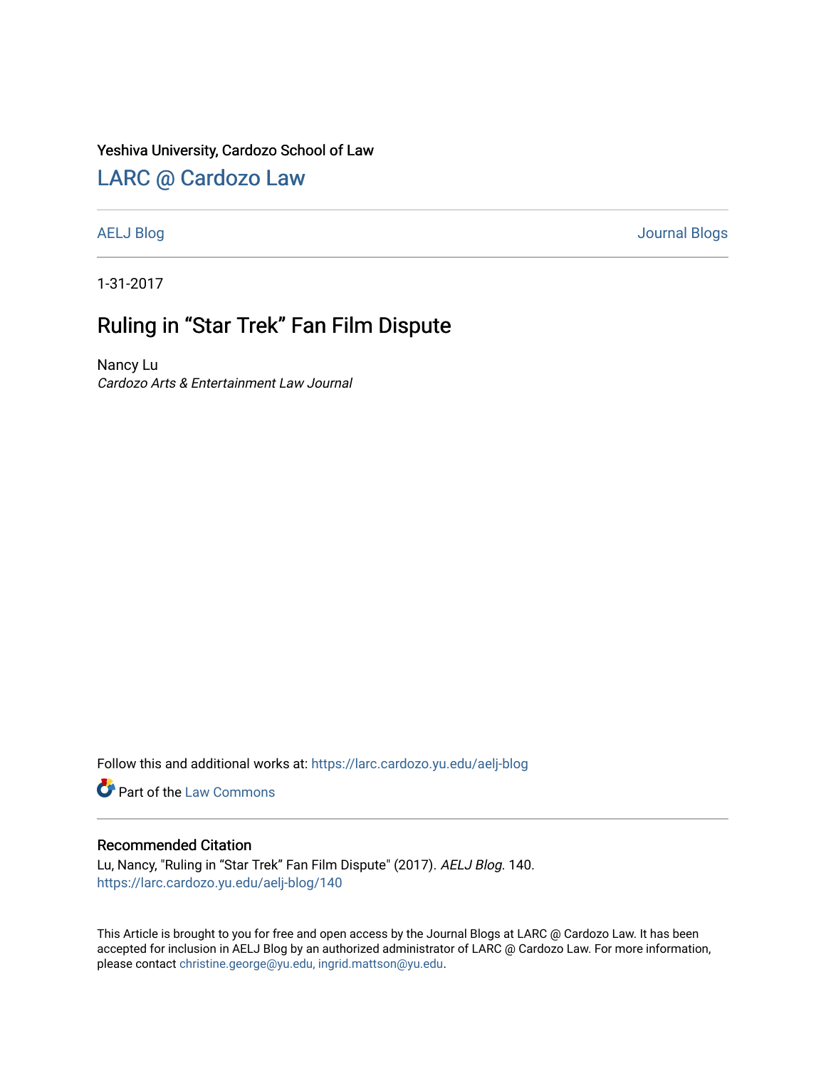Yeshiva University, Cardozo School of Law

## LARC @ Cardozo Law

AELJ Blog | Journal Blogs

1-31-2017

# Ruling in "Star Trek" Fan Film Dispute

Nancy Lu
*Cardozo Arts & Entertainment Law Journal*

Follow this and additional works at: https://larc.cardozo.yu.edu/aelj-blog

Part of the Law Commons

### Recommended Citation

Lu, Nancy, "Ruling in "Star Trek" Fan Film Dispute" (2017). *AELJ Blog*. 140.
https://larc.cardozo.yu.edu/aelj-blog/140

This Article is brought to you for free and open access by the Journal Blogs at LARC @ Cardozo Law. It has been accepted for inclusion in AELJ Blog by an authorized administrator of LARC @ Cardozo Law. For more information, please contact christine.george@yu.edu, ingrid.mattson@yu.edu.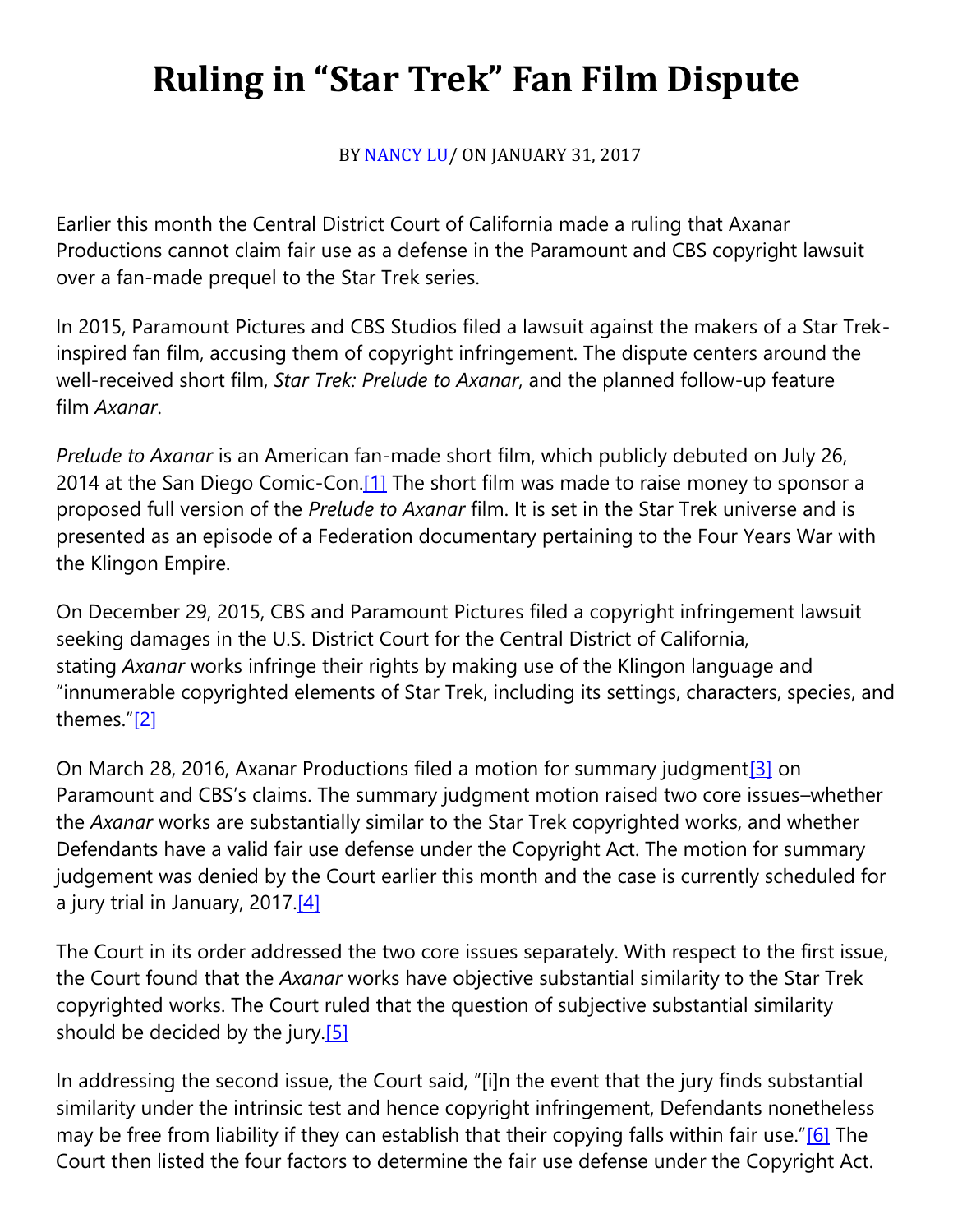# Ruling in "Star Trek" Fan Film Dispute

BY [NANCY LU](#)/ ON JANUARY 31, 2017

Earlier this month the Central District Court of California made a ruling that Axanar Productions cannot claim fair use as a defense in the Paramount and CBS copyright lawsuit over a fan-made prequel to the Star Trek series.

In 2015, Paramount Pictures and CBS Studios filed a lawsuit against the makers of a Star Trek-inspired fan film, accusing them of copyright infringement. The dispute centers around the well-received short film, *Star Trek: Prelude to Axanar*, and the planned follow-up feature film *Axanar*.

*Prelude to Axanar* is an American fan-made short film, which publicly debuted on July 26, 2014 at the San Diego Comic-Con.[1] The short film was made to raise money to sponsor a proposed full version of the *Prelude to Axanar* film. It is set in the Star Trek universe and is presented as an episode of a Federation documentary pertaining to the Four Years War with the Klingon Empire.

On December 29, 2015, CBS and Paramount Pictures filed a copyright infringement lawsuit seeking damages in the U.S. District Court for the Central District of California, stating *Axanar* works infringe their rights by making use of the Klingon language and "innumerable copyrighted elements of Star Trek, including its settings, characters, species, and themes."[2]

On March 28, 2016, Axanar Productions filed a motion for summary judgment[3] on Paramount and CBS's claims. The summary judgment motion raised two core issues–whether the *Axanar* works are substantially similar to the Star Trek copyrighted works, and whether Defendants have a valid fair use defense under the Copyright Act. The motion for summary judgement was denied by the Court earlier this month and the case is currently scheduled for a jury trial in January, 2017.[4]

The Court in its order addressed the two core issues separately. With respect to the first issue, the Court found that the *Axanar* works have objective substantial similarity to the Star Trek copyrighted works. The Court ruled that the question of subjective substantial similarity should be decided by the jury.[5]

In addressing the second issue, the Court said, "[i]n the event that the jury finds substantial similarity under the intrinsic test and hence copyright infringement, Defendants nonetheless may be free from liability if they can establish that their copying falls within fair use."[6] The Court then listed the four factors to determine the fair use defense under the Copyright Act.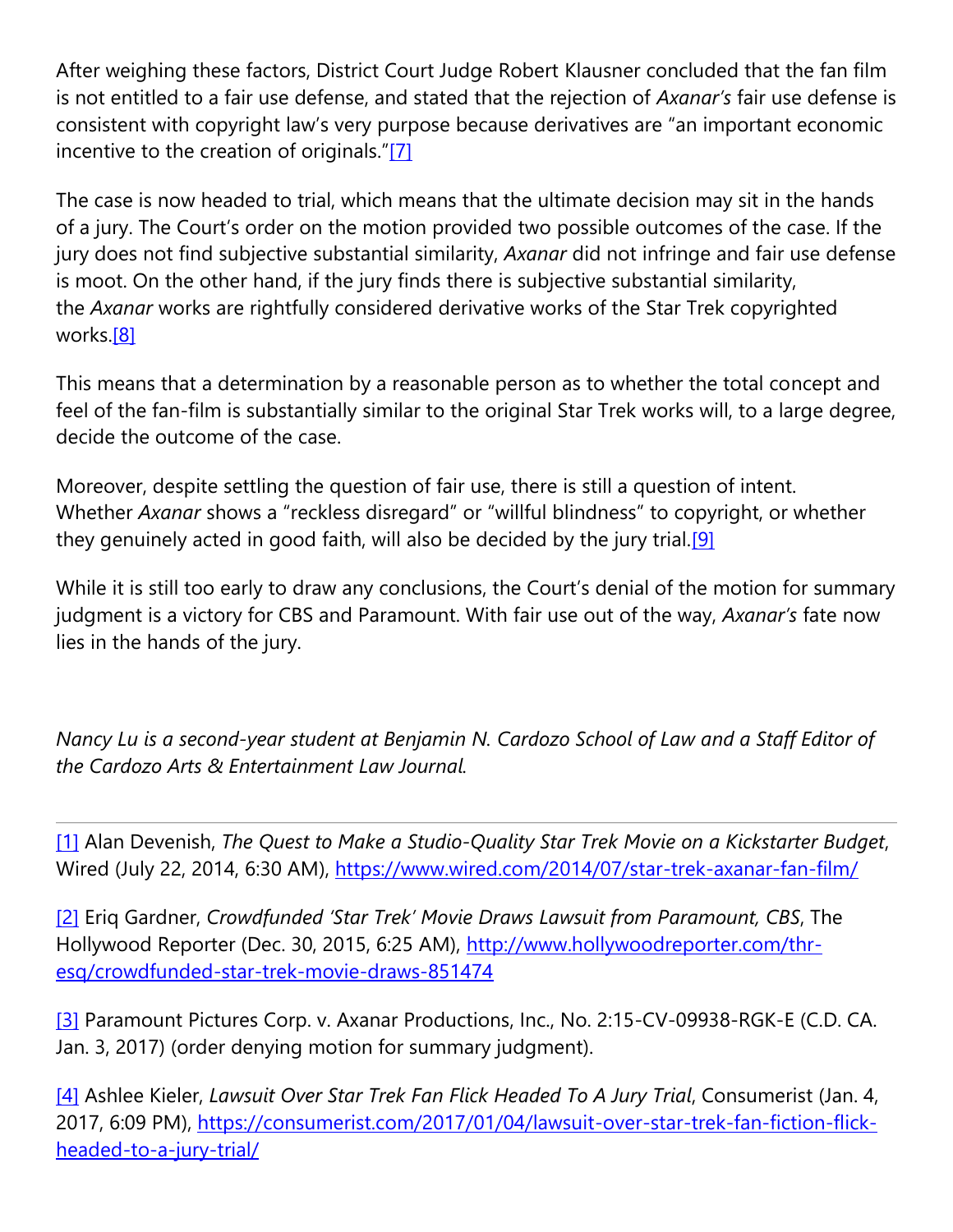After weighing these factors, District Court Judge Robert Klausner concluded that the fan film is not entitled to a fair use defense, and stated that the rejection of *Axanar's* fair use defense is consistent with copyright law's very purpose because derivatives are "an important economic incentive to the creation of originals."[7]

The case is now headed to trial, which means that the ultimate decision may sit in the hands of a jury. The Court's order on the motion provided two possible outcomes of the case. If the jury does not find subjective substantial similarity, *Axanar* did not infringe and fair use defense is moot. On the other hand, if the jury finds there is subjective substantial similarity, the *Axanar* works are rightfully considered derivative works of the Star Trek copyrighted works.[8]

This means that a determination by a reasonable person as to whether the total concept and feel of the fan-film is substantially similar to the original Star Trek works will, to a large degree, decide the outcome of the case.

Moreover, despite settling the question of fair use, there is still a question of intent. Whether *Axanar* shows a "reckless disregard" or "willful blindness" to copyright, or whether they genuinely acted in good faith, will also be decided by the jury trial.[9]

While it is still too early to draw any conclusions, the Court's denial of the motion for summary judgment is a victory for CBS and Paramount. With fair use out of the way, *Axanar's* fate now lies in the hands of the jury.

*Nancy Lu is a second-year student at Benjamin N. Cardozo School of Law and a Staff Editor of the Cardozo Arts & Entertainment Law Journal.*

---

[1] Alan Devenish, *The Quest to Make a Studio-Quality Star Trek Movie on a Kickstarter Budget*, Wired (July 22, 2014, 6:30 AM), https://www.wired.com/2014/07/star-trek-axanar-fan-film/

[2] Eriq Gardner, *Crowdfunded 'Star Trek' Movie Draws Lawsuit from Paramount, CBS*, The Hollywood Reporter (Dec. 30, 2015, 6:25 AM), http://www.hollywoodreporter.com/thr-esq/crowdfunded-star-trek-movie-draws-851474

[3] Paramount Pictures Corp. v. Axanar Productions, Inc., No. 2:15-CV-09938-RGK-E (C.D. CA. Jan. 3, 2017) (order denying motion for summary judgment).

[4] Ashlee Kieler, *Lawsuit Over Star Trek Fan Flick Headed To A Jury Trial*, Consumerist (Jan. 4, 2017, 6:09 PM), https://consumerist.com/2017/01/04/lawsuit-over-star-trek-fan-fiction-flick-headed-to-a-jury-trial/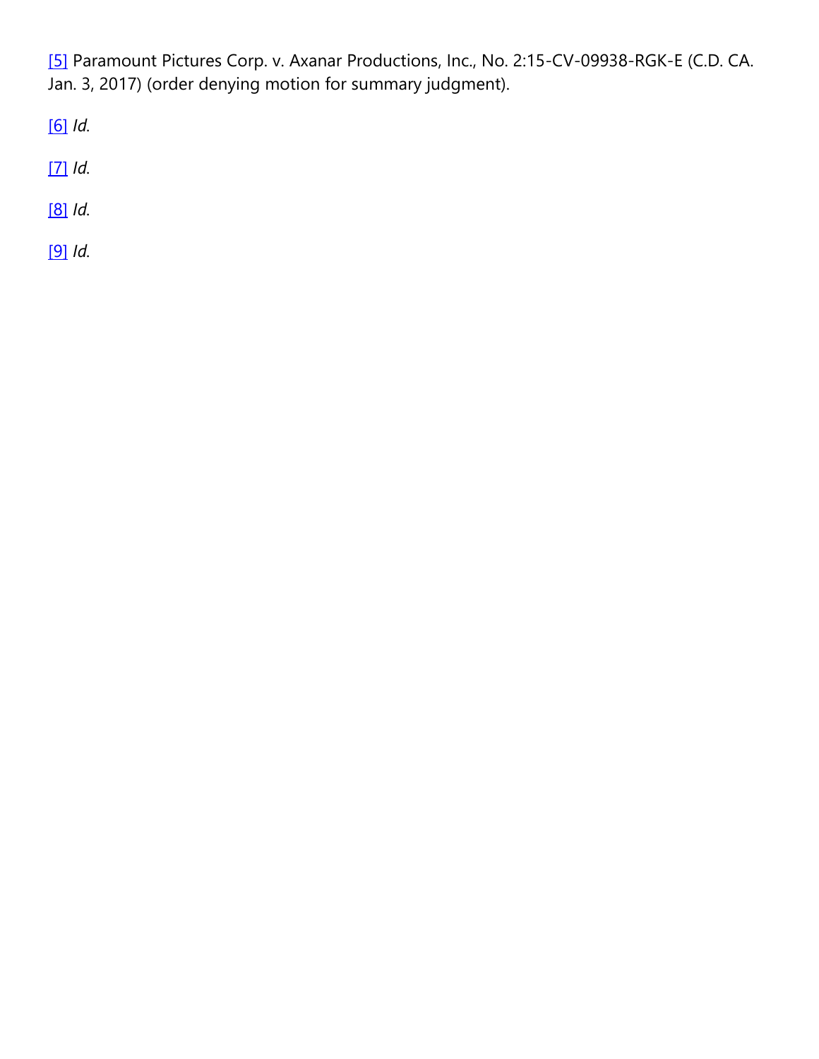[5] Paramount Pictures Corp. v. Axanar Productions, Inc., No. 2:15-CV-09938-RGK-E (C.D. CA. Jan. 3, 2017) (order denying motion for summary judgment).

[6] *Id.*

[7] *Id.*

[8] *Id.*

[9] *Id.*